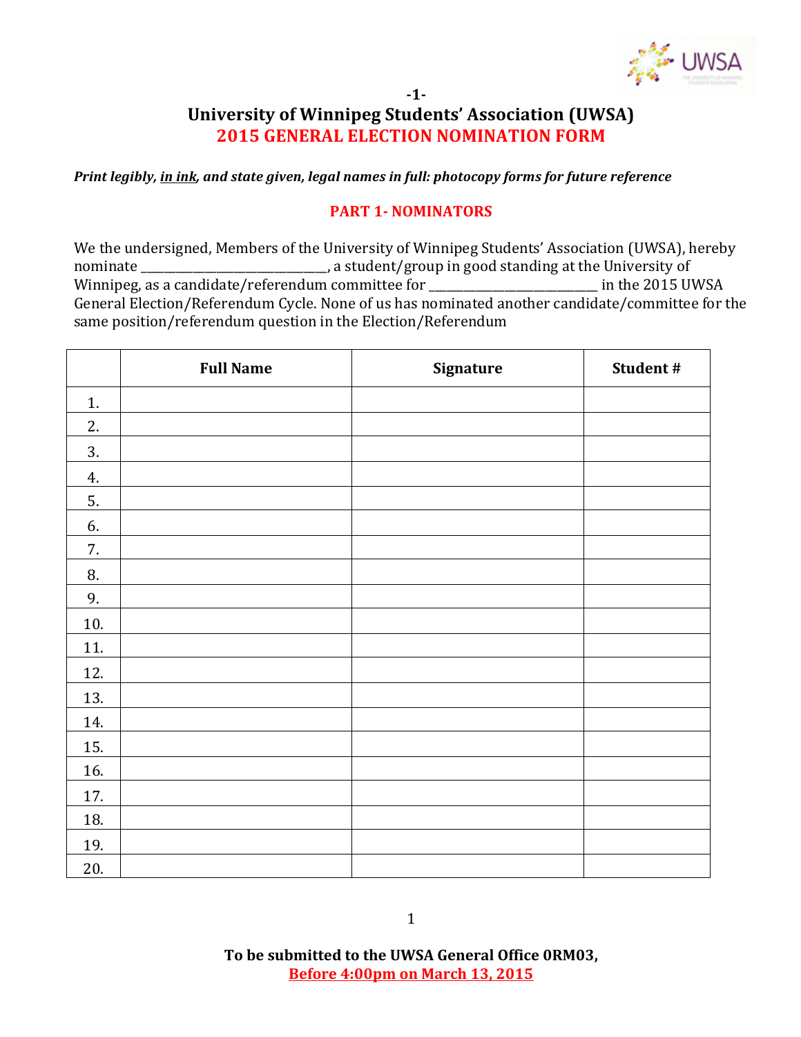# University of Winnipeg Students' Association (UWSA)

## 2015 GENERAL ELECTION NOMINATION FORM

***Print legibly, in ink, and state given, legal names in full: photocopy forms for future reference***

### PART 1- NOMINATORS

We the undersigned, Members of the University of Winnipeg Students' Association (UWSA), hereby nominate ______________________________, a student/group in good standing at the University of Winnipeg, as a candidate/referendum committee for ___________________________ in the 2015 UWSA General Election/Referendum Cycle. None of us has nominated another candidate/committee for the same position/referendum question in the Election/Referendum

| | Full Name | Signature | Student # |
|---|---|---|---|
| 1. | | | |
| 2. | | | |
| 3. | | | |
| 4. | | | |
| 5. | | | |
| 6. | | | |
| 7. | | | |
| 8. | | | |
| 9. | | | |
| 10. | | | |
| 11. | | | |
| 12. | | | |
| 13. | | | |
| 14. | | | |
| 15. | | | |
| 16. | | | |
| 17. | | | |
| 18. | | | |
| 19. | | | |
| 20. | | | |

**To be submitted to the UWSA General Office 0RM03,**
**Before 4:00pm on March 13, 2015**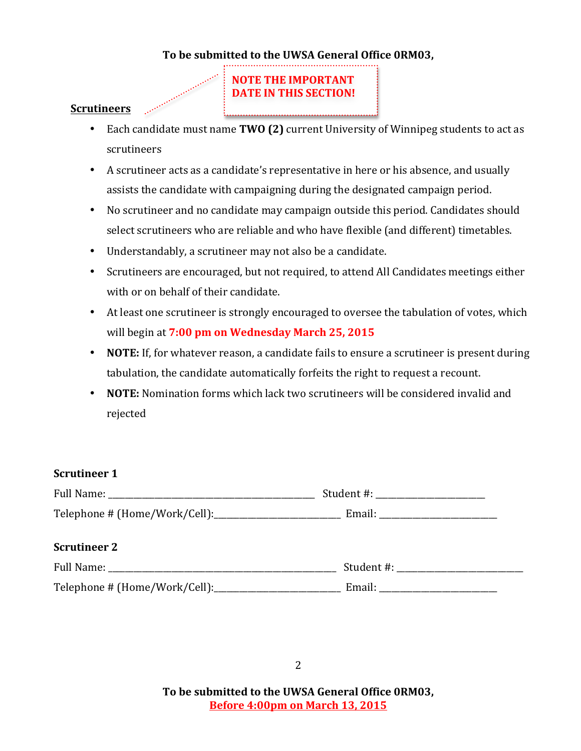**To be submitted to the UWSA General Office 0RM03,**

**NOTE THE IMPORTANT DATE IN THIS SECTION!**

## Scrutineers

- Each candidate must name **TWO (2)** current University of Winnipeg students to act as scrutineers
- A scrutineer acts as a candidate's representative in here or his absence, and usually assists the candidate with campaigning during the designated campaign period.
- No scrutineer and no candidate may campaign outside this period. Candidates should select scrutineers who are reliable and who have flexible (and different) timetables.
- Understandably, a scrutineer may not also be a candidate.
- Scrutineers are encouraged, but not required, to attend All Candidates meetings either with or on behalf of their candidate.
- At least one scrutineer is strongly encouraged to oversee the tabulation of votes, which will begin at **7:00 pm on Wednesday March 25, 2015**
- **NOTE:** If, for whatever reason, a candidate fails to ensure a scrutineer is present during tabulation, the candidate automatically forfeits the right to request a recount.
- **NOTE:** Nomination forms which lack two scrutineers will be considered invalid and rejected

**Scrutineer 1**

Full Name: ____________________________________________ Student #: ________________________

Telephone # (Home/Work/Cell):___________________________ Email: __________________________

**Scrutineer 2**

Full Name: _________________________________________________ Student #: ___________________________

Telephone # (Home/Work/Cell):___________________________ Email: __________________________

**To be submitted to the UWSA General Office 0RM03,**
**Before 4:00pm on March 13, 2015**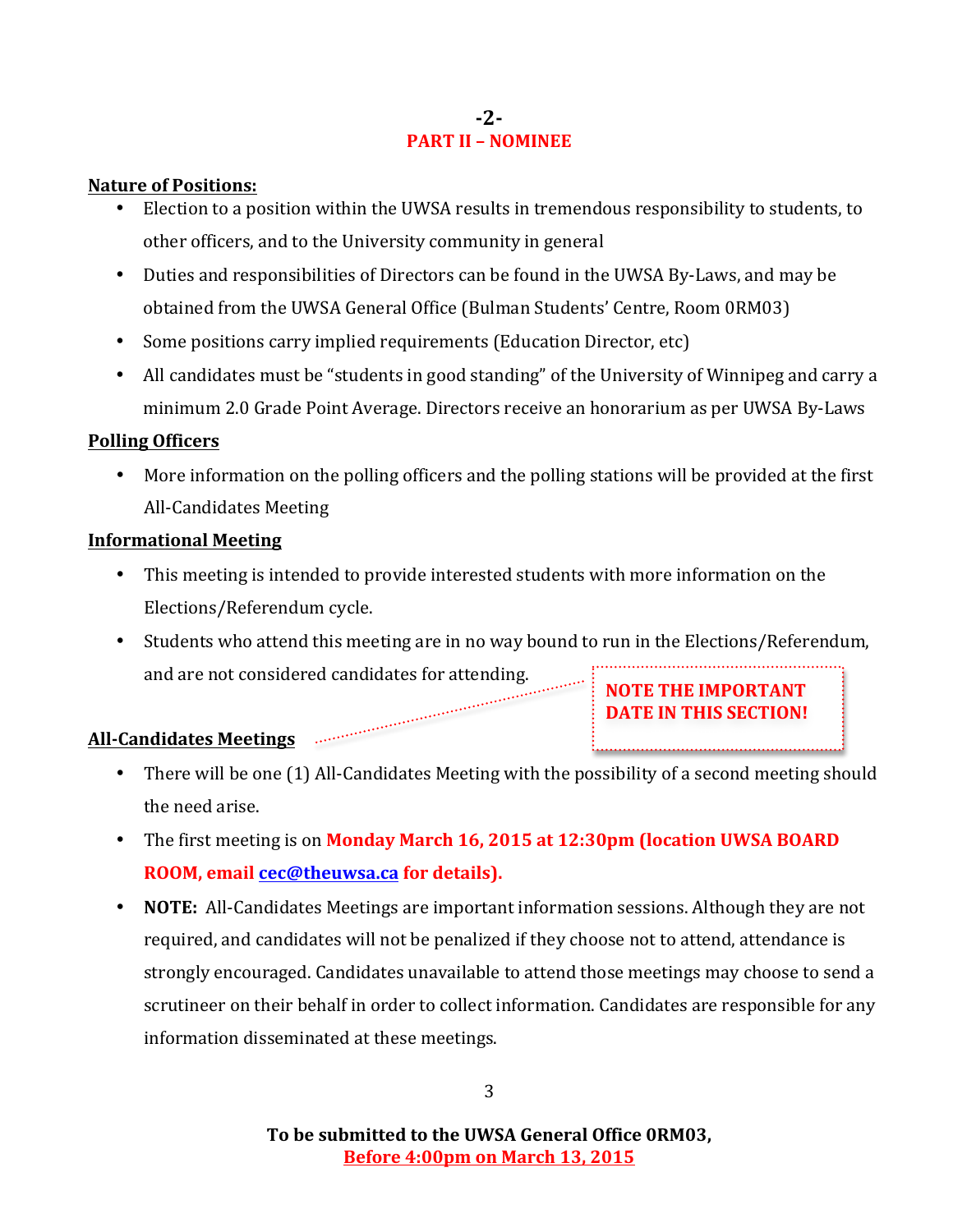-2-

## PART II – NOMINEE

**Nature of Positions:**

- Election to a position within the UWSA results in tremendous responsibility to students, to other officers, and to the University community in general
- Duties and responsibilities of Directors can be found in the UWSA By-Laws, and may be obtained from the UWSA General Office (Bulman Students' Centre, Room 0RM03)
- Some positions carry implied requirements (Education Director, etc)
- All candidates must be "students in good standing" of the University of Winnipeg and carry a minimum 2.0 Grade Point Average. Directors receive an honorarium as per UWSA By-Laws

**Polling Officers**

- More information on the polling officers and the polling stations will be provided at the first All-Candidates Meeting

**Informational Meeting**

- This meeting is intended to provide interested students with more information on the Elections/Referendum cycle.
- Students who attend this meeting are in no way bound to run in the Elections/Referendum, and are not considered candidates for attending.

**NOTE THE IMPORTANT DATE IN THIS SECTION!**

**All-Candidates Meetings**

- There will be one (1) All-Candidates Meeting with the possibility of a second meeting should the need arise.
- The first meeting is on **Monday March 16, 2015 at 12:30pm (location UWSA BOARD ROOM, email cec@theuwsa.ca for details).**
- **NOTE:** All-Candidates Meetings are important information sessions. Although they are not required, and candidates will not be penalized if they choose not to attend, attendance is strongly encouraged. Candidates unavailable to attend those meetings may choose to send a scrutineer on their behalf in order to collect information. Candidates are responsible for any information disseminated at these meetings.

**To be submitted to the UWSA General Office 0RM03,**
**Before 4:00pm on March 13, 2015**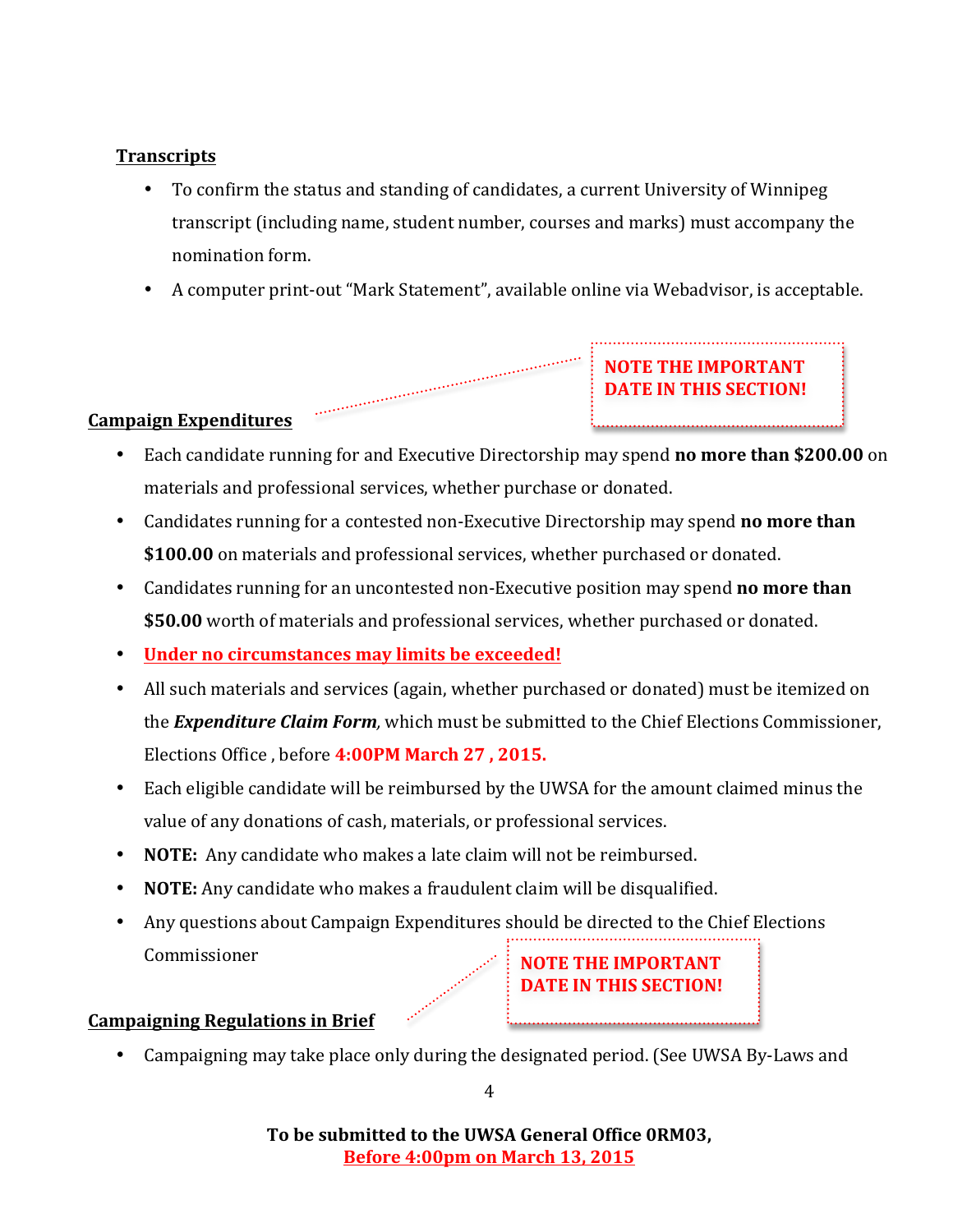## Transcripts

- To confirm the status and standing of candidates, a current University of Winnipeg transcript (including name, student number, courses and marks) must accompany the nomination form.
- A computer print-out "Mark Statement", available online via Webadvisor, is acceptable.

**NOTE THE IMPORTANT DATE IN THIS SECTION!**

## Campaign Expenditures

- Each candidate running for and Executive Directorship may spend **no more than $200.00** on materials and professional services, whether purchase or donated.
- Candidates running for a contested non-Executive Directorship may spend **no more than $100.00** on materials and professional services, whether purchased or donated.
- Candidates running for an uncontested non-Executive position may spend **no more than $50.00** worth of materials and professional services, whether purchased or donated.
- **Under no circumstances may limits be exceeded!**
- All such materials and services (again, whether purchased or donated) must be itemized on the ***Expenditure Claim Form***, which must be submitted to the Chief Elections Commissioner, Elections Office , before **4:00PM March 27 , 2015.**
- Each eligible candidate will be reimbursed by the UWSA for the amount claimed minus the value of any donations of cash, materials, or professional services.
- **NOTE:** Any candidate who makes a late claim will not be reimbursed.
- **NOTE:** Any candidate who makes a fraudulent claim will be disqualified.
- Any questions about Campaign Expenditures should be directed to the Chief Elections Commissioner

**NOTE THE IMPORTANT DATE IN THIS SECTION!**

## Campaigning Regulations in Brief

- Campaigning may take place only during the designated period. (See UWSA By-Laws and

**To be submitted to the UWSA General Office 0RM03,**
**Before 4:00pm on March 13, 2015**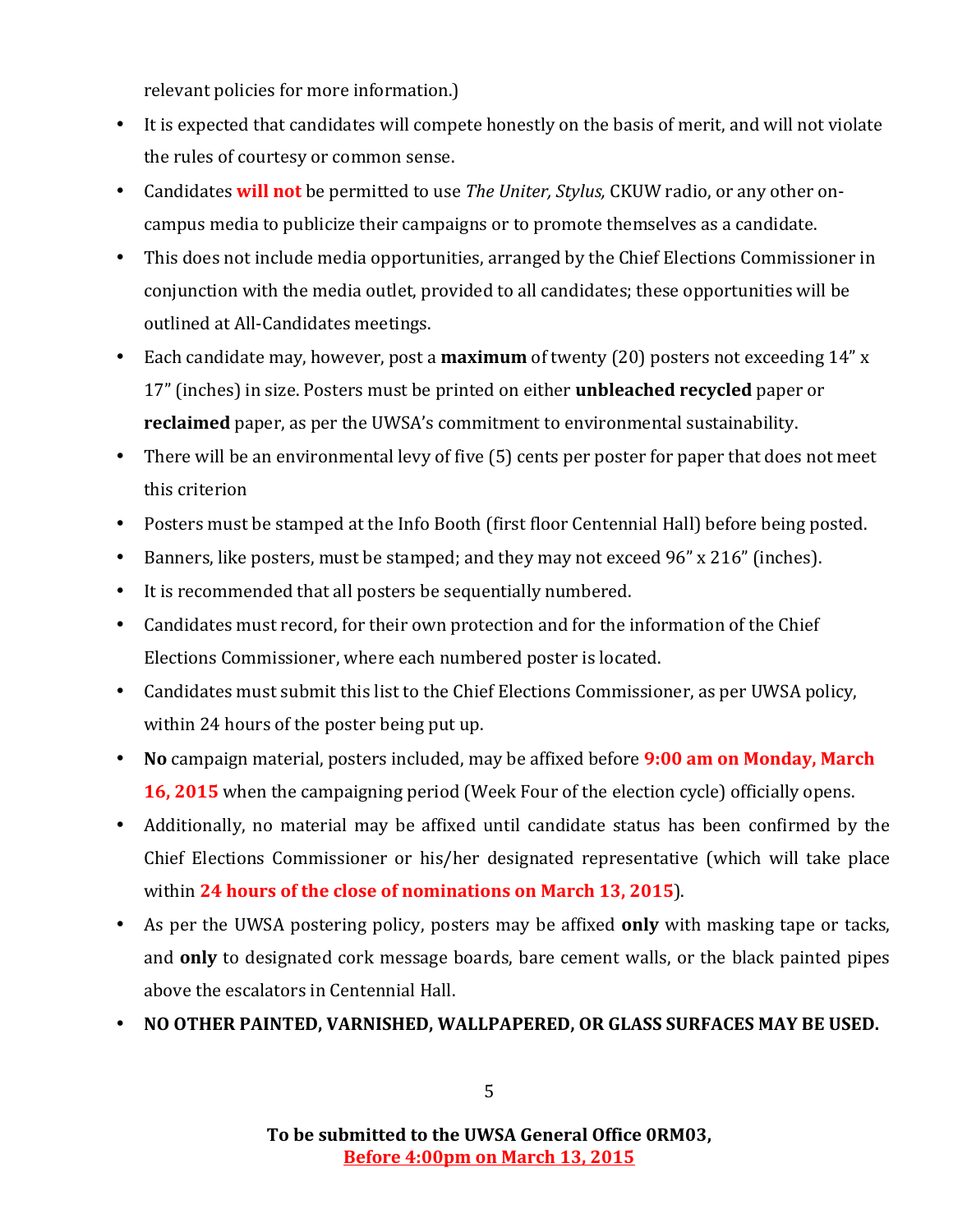relevant policies for more information.)

- It is expected that candidates will compete honestly on the basis of merit, and will not violate the rules of courtesy or common sense.
- Candidates **will not** be permitted to use *The Uniter, Stylus,* CKUW radio, or any other on-campus media to publicize their campaigns or to promote themselves as a candidate.
- This does not include media opportunities, arranged by the Chief Elections Commissioner in conjunction with the media outlet, provided to all candidates; these opportunities will be outlined at All-Candidates meetings.
- Each candidate may, however, post a **maximum** of twenty (20) posters not exceeding 14" x 17" (inches) in size. Posters must be printed on either **unbleached recycled** paper or **reclaimed** paper, as per the UWSA's commitment to environmental sustainability.
- There will be an environmental levy of five (5) cents per poster for paper that does not meet this criterion
- Posters must be stamped at the Info Booth (first floor Centennial Hall) before being posted.
- Banners, like posters, must be stamped; and they may not exceed 96" x 216" (inches).
- It is recommended that all posters be sequentially numbered.
- Candidates must record, for their own protection and for the information of the Chief Elections Commissioner, where each numbered poster is located.
- Candidates must submit this list to the Chief Elections Commissioner, as per UWSA policy, within 24 hours of the poster being put up.
- **No** campaign material, posters included, may be affixed before **9:00 am on Monday, March 16, 2015** when the campaigning period (Week Four of the election cycle) officially opens.
- Additionally, no material may be affixed until candidate status has been confirmed by the Chief Elections Commissioner or his/her designated representative (which will take place within **24 hours of the close of nominations on March 13, 2015**).
- As per the UWSA postering policy, posters may be affixed **only** with masking tape or tacks, and **only** to designated cork message boards, bare cement walls, or the black painted pipes above the escalators in Centennial Hall.
- **NO OTHER PAINTED, VARNISHED, WALLPAPERED, OR GLASS SURFACES MAY BE USED.**

**To be submitted to the UWSA General Office 0RM03,**
**Before 4:00pm on March 13, 2015**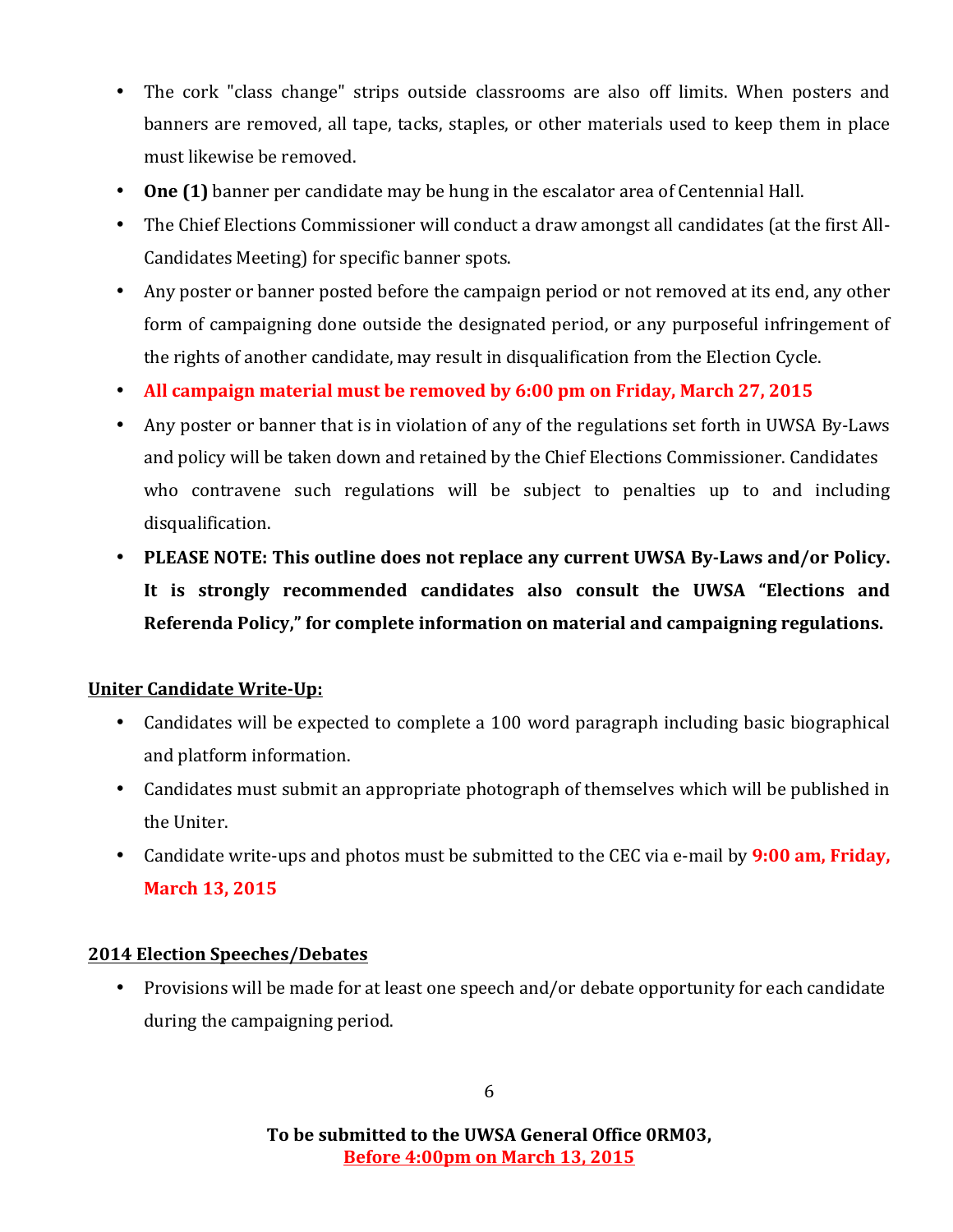- The cork "class change" strips outside classrooms are also off limits. When posters and banners are removed, all tape, tacks, staples, or other materials used to keep them in place must likewise be removed.
- **One (1)** banner per candidate may be hung in the escalator area of Centennial Hall.
- The Chief Elections Commissioner will conduct a draw amongst all candidates (at the first All-Candidates Meeting) for specific banner spots.
- Any poster or banner posted before the campaign period or not removed at its end, any other form of campaigning done outside the designated period, or any purposeful infringement of the rights of another candidate, may result in disqualification from the Election Cycle.
- **All campaign material must be removed by 6:00 pm on Friday, March 27, 2015**
- Any poster or banner that is in violation of any of the regulations set forth in UWSA By-Laws and policy will be taken down and retained by the Chief Elections Commissioner. Candidates who contravene such regulations will be subject to penalties up to and including disqualification.
- **PLEASE NOTE: This outline does not replace any current UWSA By-Laws and/or Policy. It is strongly recommended candidates also consult the UWSA "Elections and Referenda Policy," for complete information on material and campaigning regulations.**

**Uniter Candidate Write-Up:**

- Candidates will be expected to complete a 100 word paragraph including basic biographical and platform information.
- Candidates must submit an appropriate photograph of themselves which will be published in the Uniter.
- Candidate write-ups and photos must be submitted to the CEC via e-mail by **9:00 am, Friday, March 13, 2015**

**2014 Election Speeches/Debates**

- Provisions will be made for at least one speech and/or debate opportunity for each candidate during the campaigning period.

**To be submitted to the UWSA General Office 0RM03,**
**Before 4:00pm on March 13, 2015**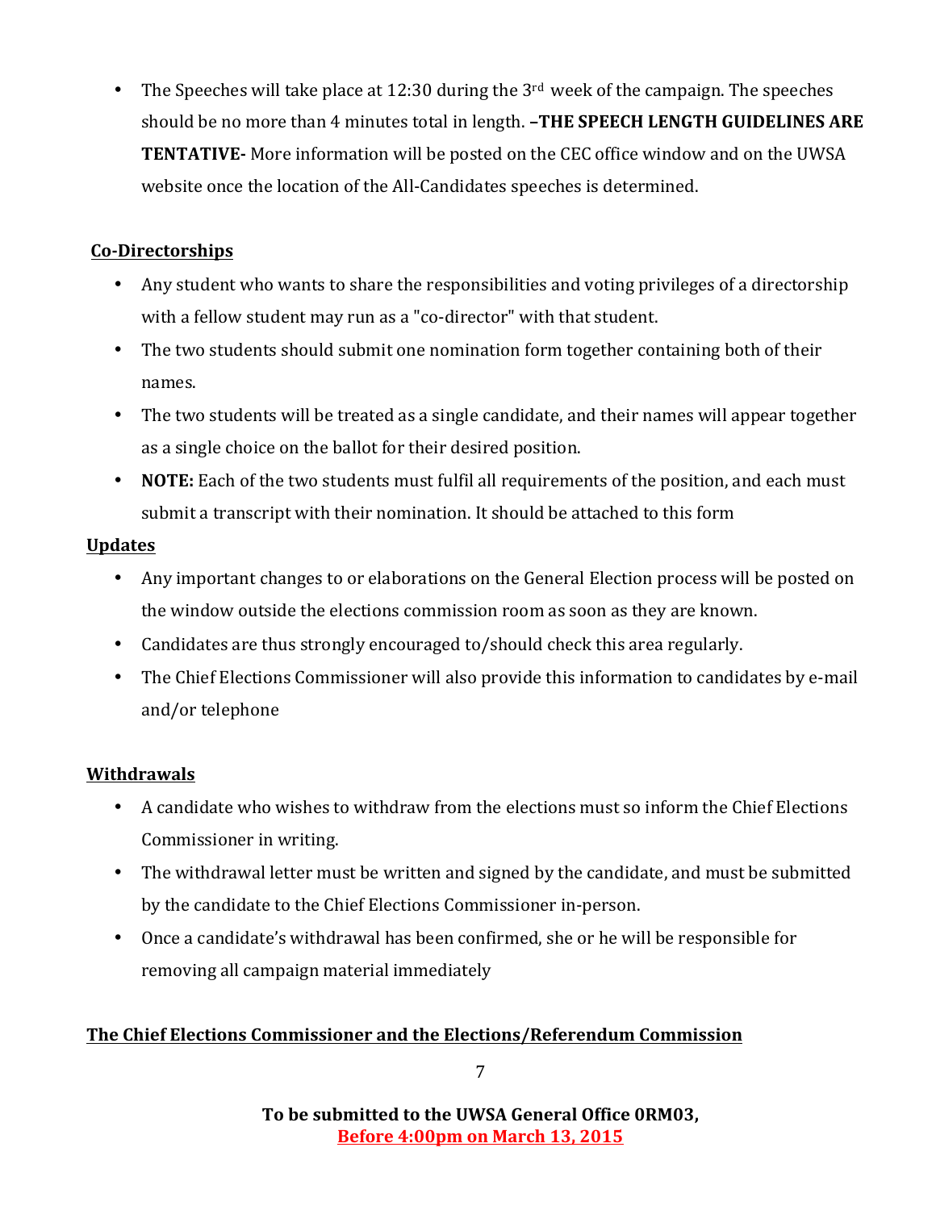- The Speeches will take place at 12:30 during the 3rd week of the campaign. The speeches should be no more than 4 minutes total in length. **–THE SPEECH LENGTH GUIDELINES ARE TENTATIVE-** More information will be posted on the CEC office window and on the UWSA website once the location of the All-Candidates speeches is determined.

**Co-Directorships**

- Any student who wants to share the responsibilities and voting privileges of a directorship with a fellow student may run as a "co-director" with that student.
- The two students should submit one nomination form together containing both of their names.
- The two students will be treated as a single candidate, and their names will appear together as a single choice on the ballot for their desired position.
- **NOTE:** Each of the two students must fulfil all requirements of the position, and each must submit a transcript with their nomination. It should be attached to this form

**Updates**

- Any important changes to or elaborations on the General Election process will be posted on the window outside the elections commission room as soon as they are known.
- Candidates are thus strongly encouraged to/should check this area regularly.
- The Chief Elections Commissioner will also provide this information to candidates by e-mail and/or telephone

**Withdrawals**

- A candidate who wishes to withdraw from the elections must so inform the Chief Elections Commissioner in writing.
- The withdrawal letter must be written and signed by the candidate, and must be submitted by the candidate to the Chief Elections Commissioner in-person.
- Once a candidate's withdrawal has been confirmed, she or he will be responsible for removing all campaign material immediately

**The Chief Elections Commissioner and the Elections/Referendum Commission**

**To be submitted to the UWSA General Office 0RM03,**
**Before 4:00pm on March 13, 2015**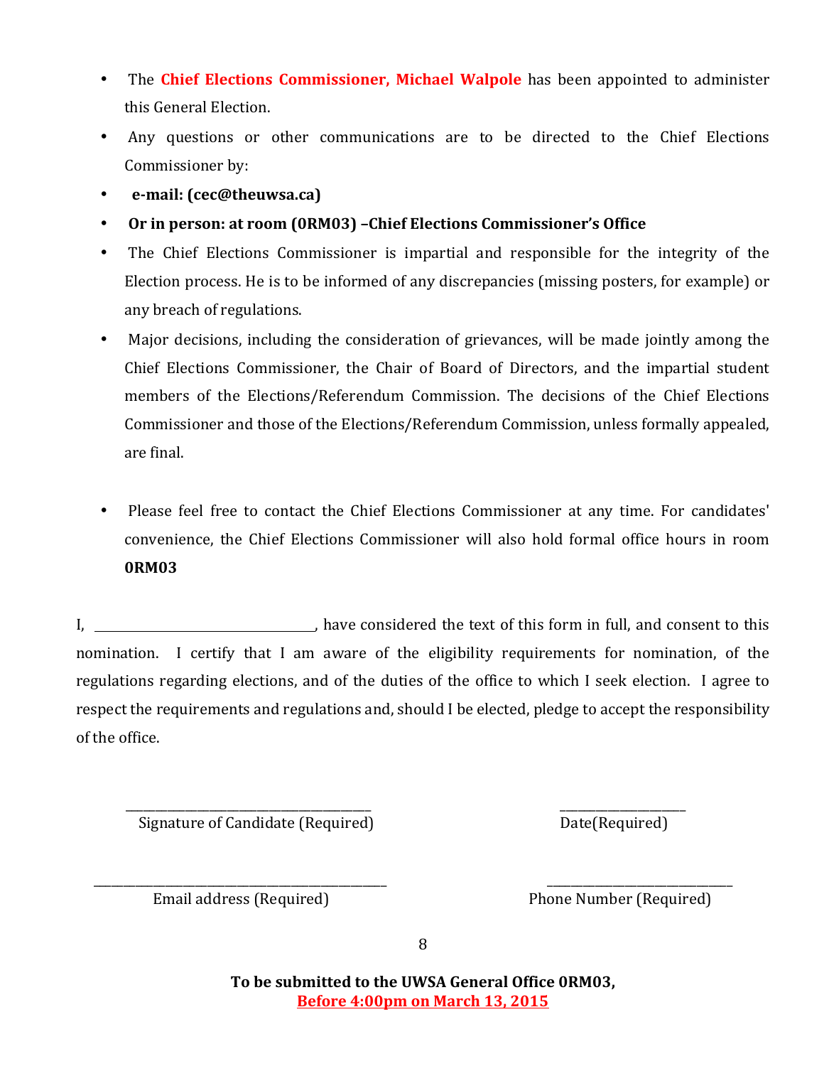- The **Chief Elections Commissioner, Michael Walpole** has been appointed to administer this General Election.
- Any questions or other communications are to be directed to the Chief Elections Commissioner by:
- **e-mail: (cec@theuwsa.ca)**
- **Or in person: at room (0RM03) –Chief Elections Commissioner's Office**
- The Chief Elections Commissioner is impartial and responsible for the integrity of the Election process. He is to be informed of any discrepancies (missing posters, for example) or any breach of regulations.
- Major decisions, including the consideration of grievances, will be made jointly among the Chief Elections Commissioner, the Chair of Board of Directors, and the impartial student members of the Elections/Referendum Commission. The decisions of the Chief Elections Commissioner and those of the Elections/Referendum Commission, unless formally appealed, are final.
- Please feel free to contact the Chief Elections Commissioner at any time. For candidates' convenience, the Chief Elections Commissioner will also hold formal office hours in room **0RM03**

I, ________________________, have considered the text of this form in full, and consent to this nomination. I certify that I am aware of the eligibility requirements for nomination, of the regulations regarding elections, and of the duties of the office to which I seek election. I agree to respect the requirements and regulations and, should I be elected, pledge to accept the responsibility of the office.

______________________________ Signature of Candidate (Required)

______________ Date(Required)

______________________________ Email address (Required)

______________ Phone Number (Required)

**To be submitted to the UWSA General Office 0RM03,**
**Before 4:00pm on March 13, 2015**